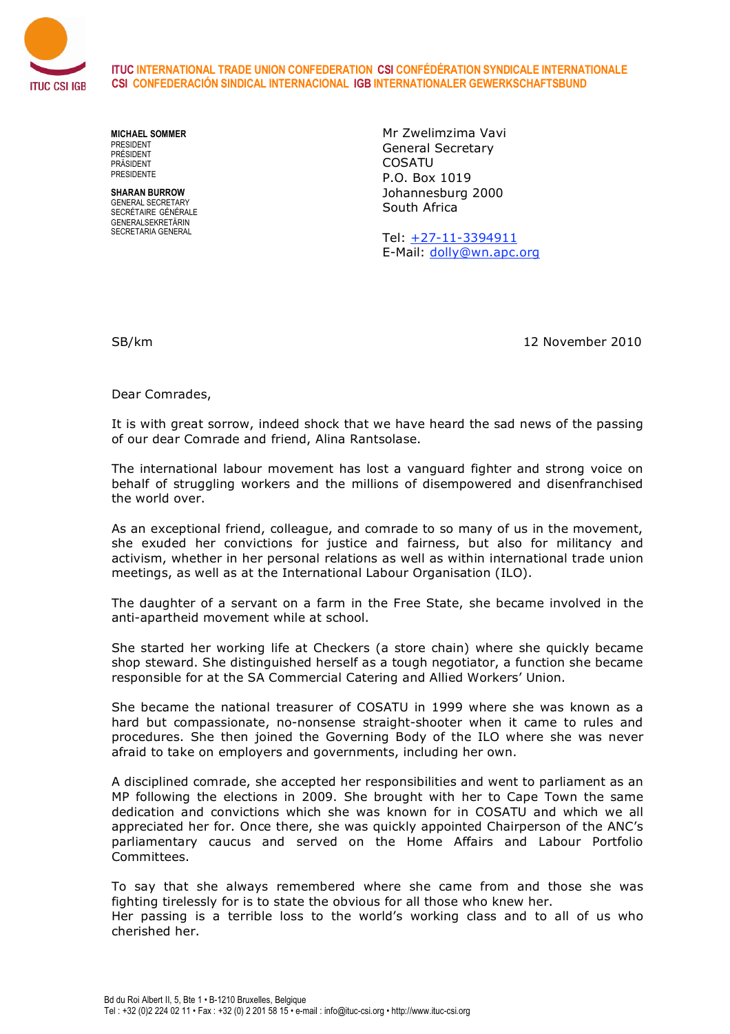**ITUC** INTERNATIONAL TRADE UNION CONFEDERATION **CSI** CONFÉDÉRATION SYNDICALE INTERNATIONALE
**CSI** CONFEDERACIÓN SINDICAL INTERNACIONAL **IGB** INTERNATIONALER GEWERKSCHAFTSBUND

**MICHAEL SOMMER**
PRESIDENT
PRÉSIDENT
PRÄSIDENT
PRESIDENTE

**SHARAN BURROW**
GENERAL SECRETARY
SECRÉTAIRE GÉNÉRALE
GENERALSEKRETÄRIN
SECRETARIA GENERAL

Mr Zwelimzima Vavi
General Secretary
COSATU
P.O. Box 1019
Johannesburg 2000
South Africa

Tel: +27-11-3394911
E-Mail: dolly@wn.apc.org

SB/km

12 November 2010

Dear Comrades,

It is with great sorrow, indeed shock that we have heard the sad news of the passing of our dear Comrade and friend, Alina Rantsolase.

The international labour movement has lost a vanguard fighter and strong voice on behalf of struggling workers and the millions of disempowered and disenfranchised the world over.

As an exceptional friend, colleague, and comrade to so many of us in the movement, she exuded her convictions for justice and fairness, but also for militancy and activism, whether in her personal relations as well as within international trade union meetings, as well as at the International Labour Organisation (ILO).

The daughter of a servant on a farm in the Free State, she became involved in the anti-apartheid movement while at school.

She started her working life at Checkers (a store chain) where she quickly became shop steward. She distinguished herself as a tough negotiator, a function she became responsible for at the SA Commercial Catering and Allied Workers' Union.

She became the national treasurer of COSATU in 1999 where she was known as a hard but compassionate, no-nonsense straight-shooter when it came to rules and procedures. She then joined the Governing Body of the ILO where she was never afraid to take on employers and governments, including her own.

A disciplined comrade, she accepted her responsibilities and went to parliament as an MP following the elections in 2009. She brought with her to Cape Town the same dedication and convictions which she was known for in COSATU and which we all appreciated her for. Once there, she was quickly appointed Chairperson of the ANC's parliamentary caucus and served on the Home Affairs and Labour Portfolio Committees.

To say that she always remembered where she came from and those she was fighting tirelessly for is to state the obvious for all those who knew her.
Her passing is a terrible loss to the world's working class and to all of us who cherished her.

Bd du Roi Albert II, 5, Bte 1 • B-1210 Bruxelles, Belgique
Tel : +32 (0)2 224 02 11 • Fax : +32 (0) 2 201 58 15 • e-mail : info@ituc-csi.org • http://www.ituc-csi.org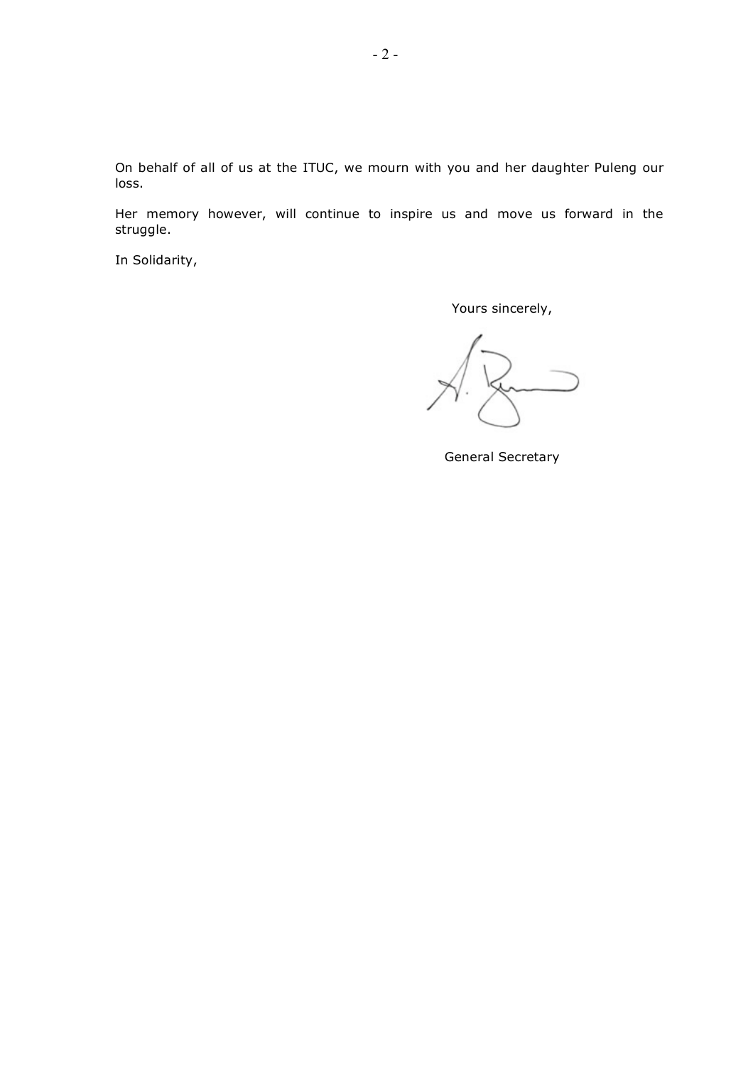On behalf of all of us at the ITUC, we mourn with you and her daughter Puleng our loss.

Her memory however, will continue to inspire us and move us forward in the struggle.

In Solidarity,

Yours sincerely,

General Secretary